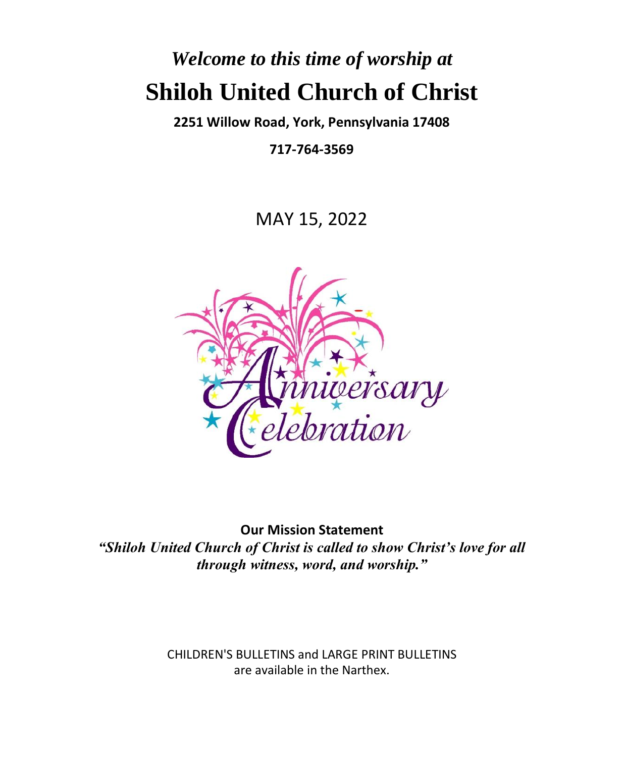*Welcome to this time of worship at*

# Shiloh United Church of Christ

**2251 Willow Road, York, Pennsylvania 17408**

**717-764-3569**

MAY 15, 2022

Anniversary Celebration

**Our Mission Statement**

***"Shiloh United Church of Christ is called to show Christ's love for all through witness, word, and worship."***

CHILDREN'S BULLETINS and LARGE PRINT BULLETINS are available in the Narthex.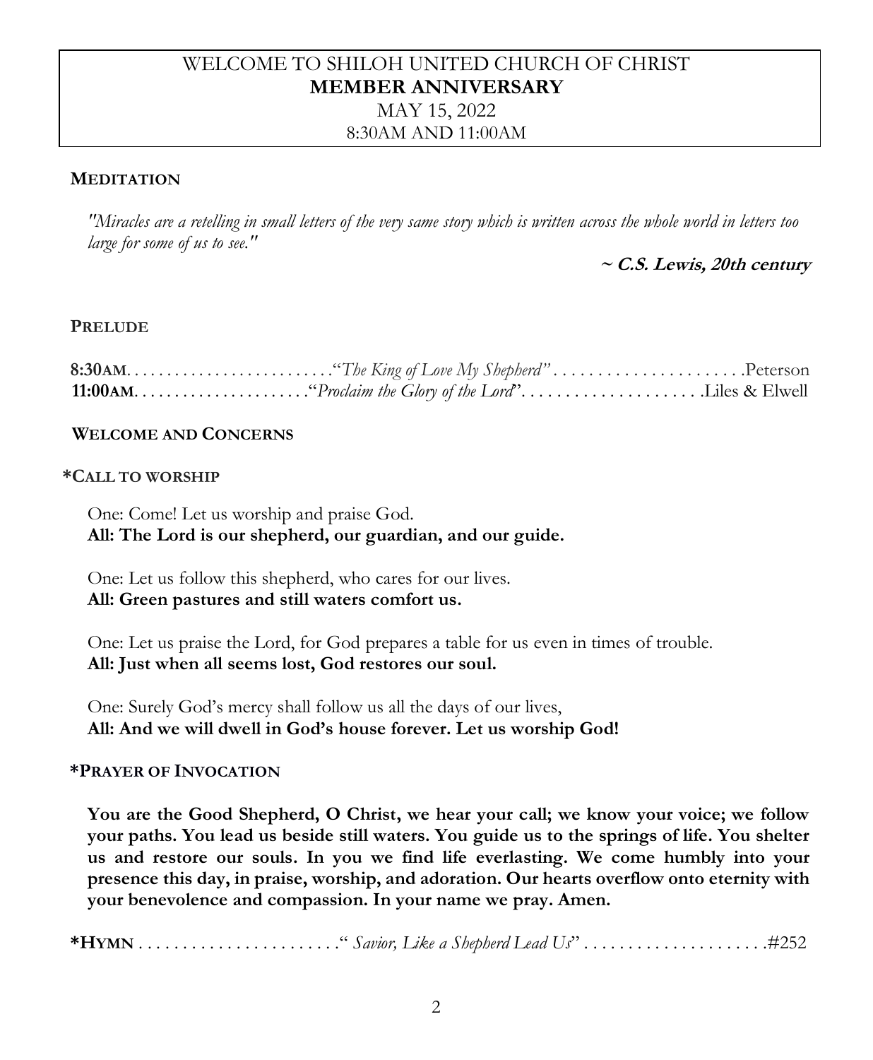# WELCOME TO SHILOH UNITED CHURCH OF CHRIST
## MEMBER ANNIVERSARY
MAY 15, 2022
8:30AM AND 11:00AM

### MEDITATION

*"Miracles are a retelling in small letters of the very same story which is written across the whole world in letters too large for some of us to see."*

**~ C.S. Lewis, 20th century**

### PRELUDE

**8:30AM**. . . . . . . . . . . . . . . . . . . . . . . . . ."*The King of Love My Shepherd"* . . . . . . . . . . . . . . . . . . . . . .Peterson
**11:00AM**. . . . . . . . . . . . . . . . . . . . ."*Proclaim the Glory of the Lord*". . . . . . . . . . . . . . . . . . . . .Liles & Elwell

### WELCOME AND CONCERNS

### *CALL TO WORSHIP

One: Come! Let us worship and praise God.
**All: The Lord is our shepherd, our guardian, and our guide.**

One: Let us follow this shepherd, who cares for our lives.
**All: Green pastures and still waters comfort us.**

One: Let us praise the Lord, for God prepares a table for us even in times of trouble.
**All: Just when all seems lost, God restores our soul.**

One: Surely God's mercy shall follow us all the days of our lives,
**All: And we will dwell in God's house forever. Let us worship God!**

### *PRAYER OF INVOCATION

**You are the Good Shepherd, O Christ, we hear your call; we know your voice; we follow your paths. You lead us beside still waters. You guide us to the springs of life. You shelter us and restore our souls. In you we find life everlasting. We come humbly into your presence this day, in praise, worship, and adoration. Our hearts overflow onto eternity with your benevolence and compassion. In your name we pray. Amen.**

**\*HYMN** . . . . . . . . . . . . . . . . . . . . . . ." *Savior, Like a Shepherd Lead Us*" . . . . . . . . . . . . . . . . . . . . .#252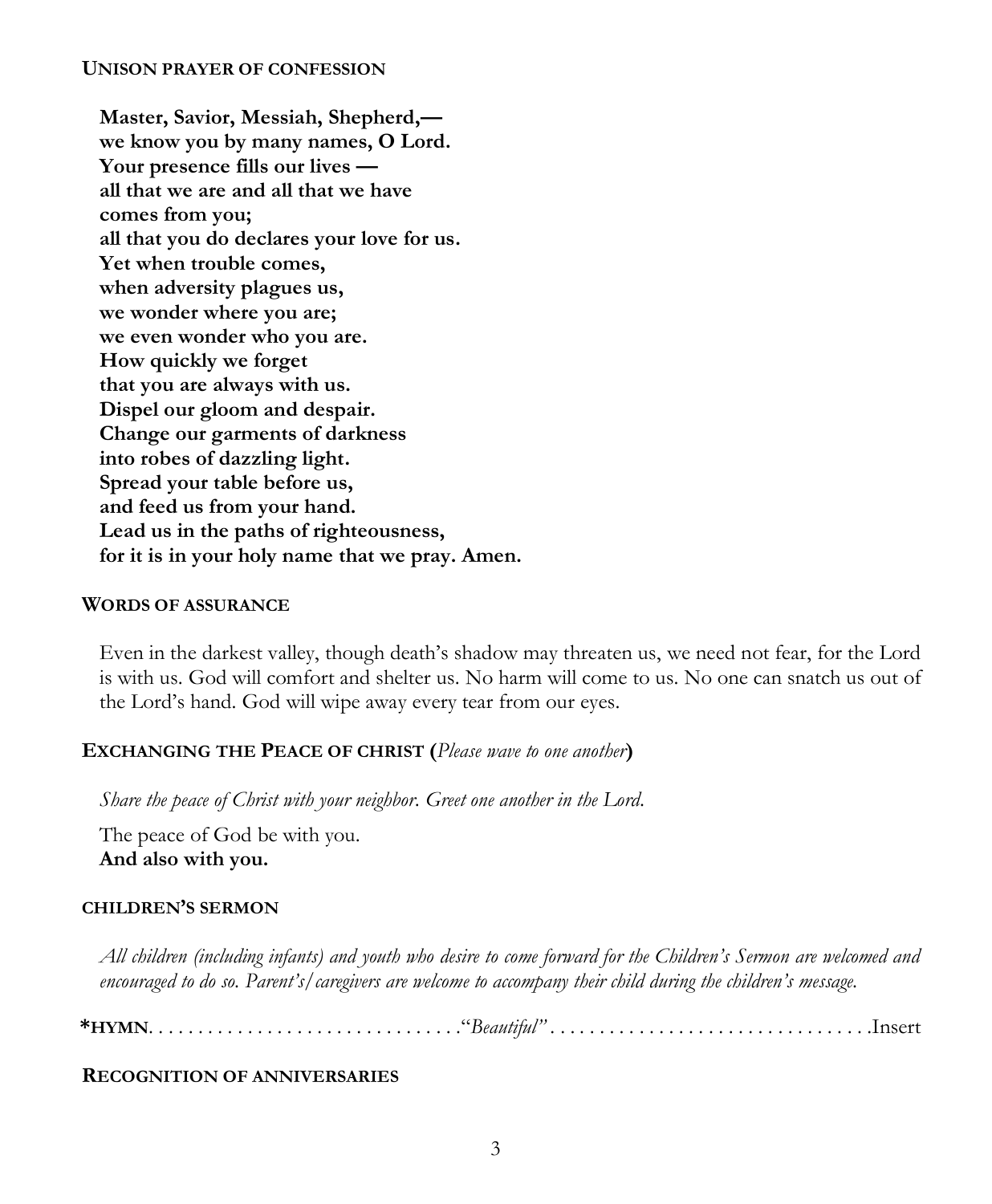**UNISON PRAYER OF CONFESSION**

**Master, Savior, Messiah, Shepherd,—**
**we know you by many names, O Lord.**
**Your presence fills our lives —**
**all that we are and all that we have**
**comes from you;**
**all that you do declares your love for us.**
**Yet when trouble comes,**
**when adversity plagues us,**
**we wonder where you are;**
**we even wonder who you are.**
**How quickly we forget**
**that you are always with us.**
**Dispel our gloom and despair.**
**Change our garments of darkness**
**into robes of dazzling light.**
**Spread your table before us,**
**and feed us from your hand.**
**Lead us in the paths of righteousness,**
**for it is in your holy name that we pray. Amen.**

**WORDS OF ASSURANCE**

Even in the darkest valley, though death's shadow may threaten us, we need not fear, for the Lord is with us. God will comfort and shelter us. No harm will come to us. No one can snatch us out of the Lord's hand. God will wipe away every tear from our eyes.

**EXCHANGING THE PEACE OF CHRIST (*Please wave to one another*)**

*Share the peace of Christ with your neighbor. Greet one another in the Lord.*

The peace of God be with you.
**And also with you.**

**CHILDREN'S SERMON**

*All children (including infants) and youth who desire to come forward for the Children's Sermon are welcomed and encouraged to do so. Parent's/caregivers are welcome to accompany their child during the children's message.*

**\*HYMN**. . . . . . . . . . . . . . . . . . . . . . . . . . . . . . . "*Beautiful*" . . . . . . . . . . . . . . . . . . . . . . . . . . . . . . . . Insert

**RECOGNITION OF ANNIVERSARIES**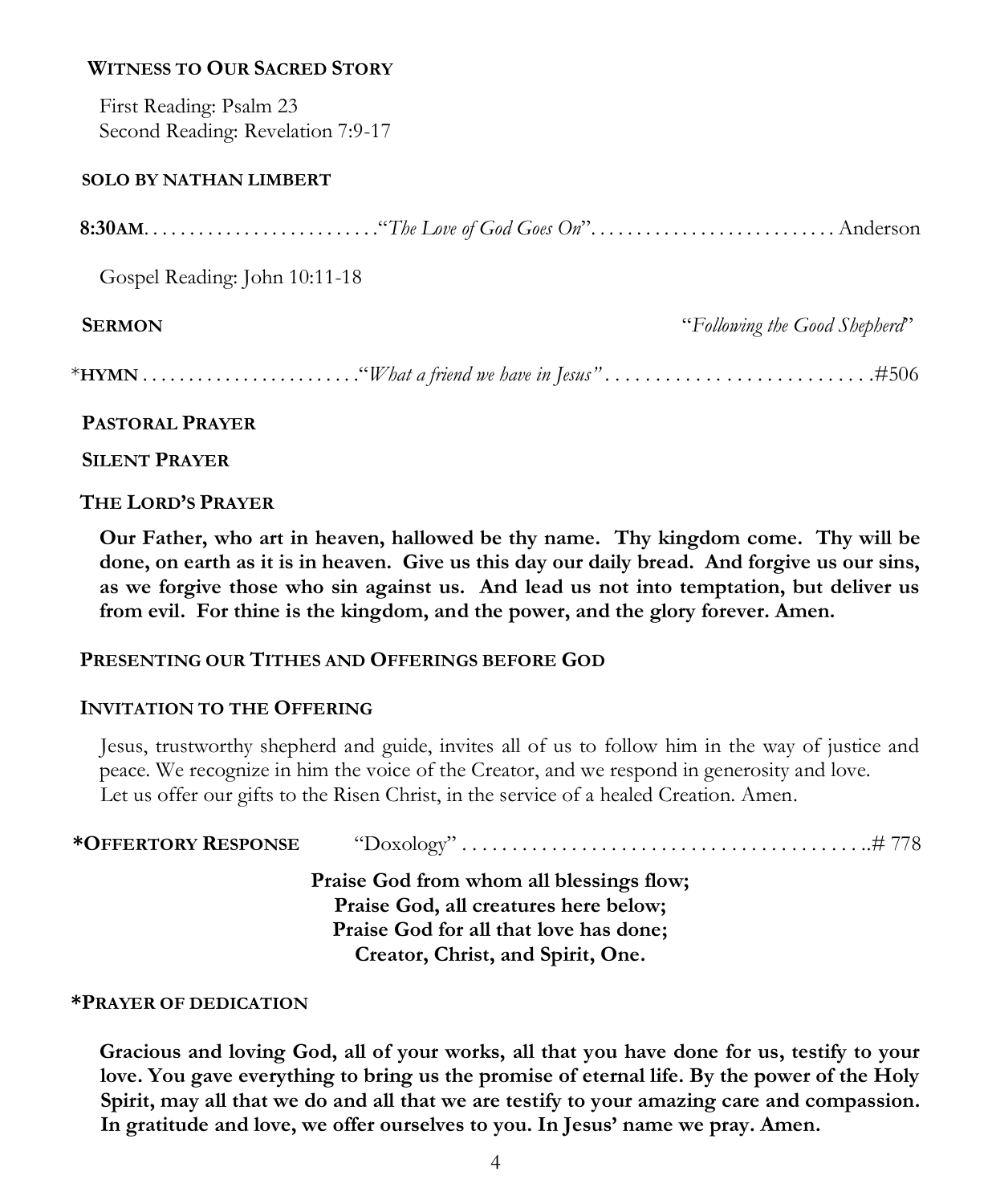**WITNESS TO OUR SACRED STORY**

First Reading: Psalm 23
Second Reading: Revelation 7:9-17

**SOLO BY NATHAN LIMBERT**

**8:30AM**. . . . . . . . . . . . . . . . . . . . . . . . . .“*The Love of God Goes On*”. . . . . . . . . . . . . . . . . . . . . . . . . . . Anderson

Gospel Reading: John 10:11-18

**SERMON** “*Following the Good Shepherd*”

***HYMN** . . . . . . . . . . . . . . . . . . . . . . . .“*What a friend we have in Jesus”* . . . . . . . . . . . . . . . . . . . . . . . . . . . .#506

**PASTORAL PRAYER**

**SILENT PRAYER**

**THE LORD’S PRAYER**

**Our Father, who art in heaven, hallowed be thy name. Thy kingdom come. Thy will be done, on earth as it is in heaven. Give us this day our daily bread. And forgive us our sins, as we forgive those who sin against us. And lead us not into temptation, but deliver us from evil. For thine is the kingdom, and the power, and the glory forever. Amen.**

**PRESENTING OUR TITHES AND OFFERINGS BEFORE GOD**

**INVITATION TO THE OFFERING**

Jesus, trustworthy shepherd and guide, invites all of us to follow him in the way of justice and peace. We recognize in him the voice of the Creator, and we respond in generosity and love.
Let us offer our gifts to the Risen Christ, in the service of a healed Creation. Amen.

***OFFERTORY RESPONSE** “Doxology” . . . . . . . . . . . . . . . . . . . . . . . . . . . . . . . . . . . . . . . ..# 778

**Praise God from whom all blessings flow;**
**Praise God, all creatures here below;**
**Praise God for all that love has done;**
**Creator, Christ, and Spirit, One.**

***PRAYER OF DEDICATION**

**Gracious and loving God, all of your works, all that you have done for us, testify to your love. You gave everything to bring us the promise of eternal life. By the power of the Holy Spirit, may all that we do and all that we are testify to your amazing care and compassion. In gratitude and love, we offer ourselves to you. In Jesus’ name we pray. Amen.**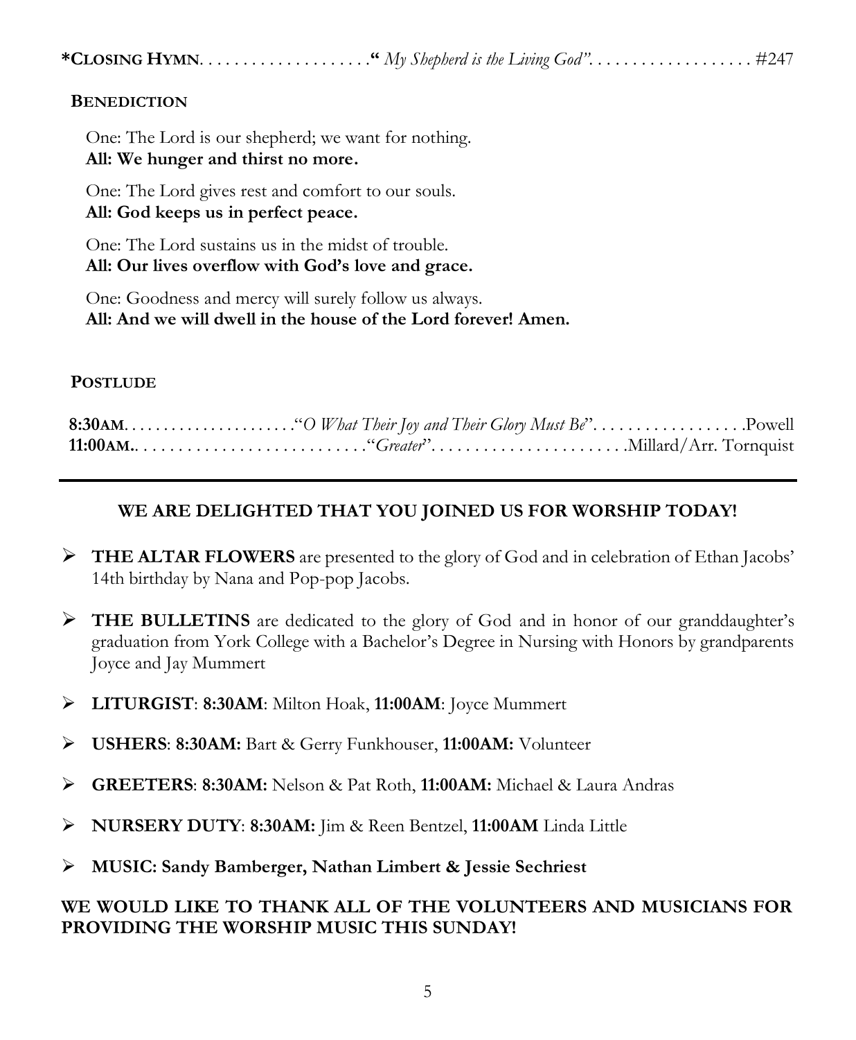**\*CLOSING HYMN**. . . . . . . . . . . . . . . . . . . **"** *My Shepherd is the Living God"*. . . . . . . . . . . . . . . . . . . #247

**BENEDICTION**

One: The Lord is our shepherd; we want for nothing.
**All: We hunger and thirst no more.**

One: The Lord gives rest and comfort to our souls.
**All: God keeps us in perfect peace.**

One: The Lord sustains us in the midst of trouble.
**All: Our lives overflow with God's love and grace.**

One: Goodness and mercy will surely follow us always.
**All: And we will dwell in the house of the Lord forever! Amen.**

**POSTLUDE**

**8:30AM**. . . . . . . . . . . . . . . . . . . . ."*O What Their Joy and Their Glory Must Be*". . . . . . . . . . . . . . . . . .Powell
**11:00AM.**. . . . . . . . . . . . . . . . . . . . . . . . . . ."*Greater*". . . . . . . . . . . . . . . . . . . . . . .Millard/Arr. Tornquist

---

**WE ARE DELIGHTED THAT YOU JOINED US FOR WORSHIP TODAY!**

- **THE ALTAR FLOWERS** are presented to the glory of God and in celebration of Ethan Jacobs' 14th birthday by Nana and Pop-pop Jacobs.
- **THE BULLETINS** are dedicated to the glory of God and in honor of our granddaughter's graduation from York College with a Bachelor's Degree in Nursing with Honors by grandparents Joyce and Jay Mummert
- **LITURGIST**: **8:30AM**: Milton Hoak, **11:00AM**: Joyce Mummert
- **USHERS**: **8:30AM:** Bart & Gerry Funkhouser, **11:00AM:** Volunteer
- **GREETERS**: **8:30AM:** Nelson & Pat Roth, **11:00AM:** Michael & Laura Andras
- **NURSERY DUTY**: **8:30AM:** Jim & Reen Bentzel, **11:00AM** Linda Little
- **MUSIC: Sandy Bamberger, Nathan Limbert & Jessie Sechriest**

**WE WOULD LIKE TO THANK ALL OF THE VOLUNTEERS AND MUSICIANS FOR PROVIDING THE WORSHIP MUSIC THIS SUNDAY!**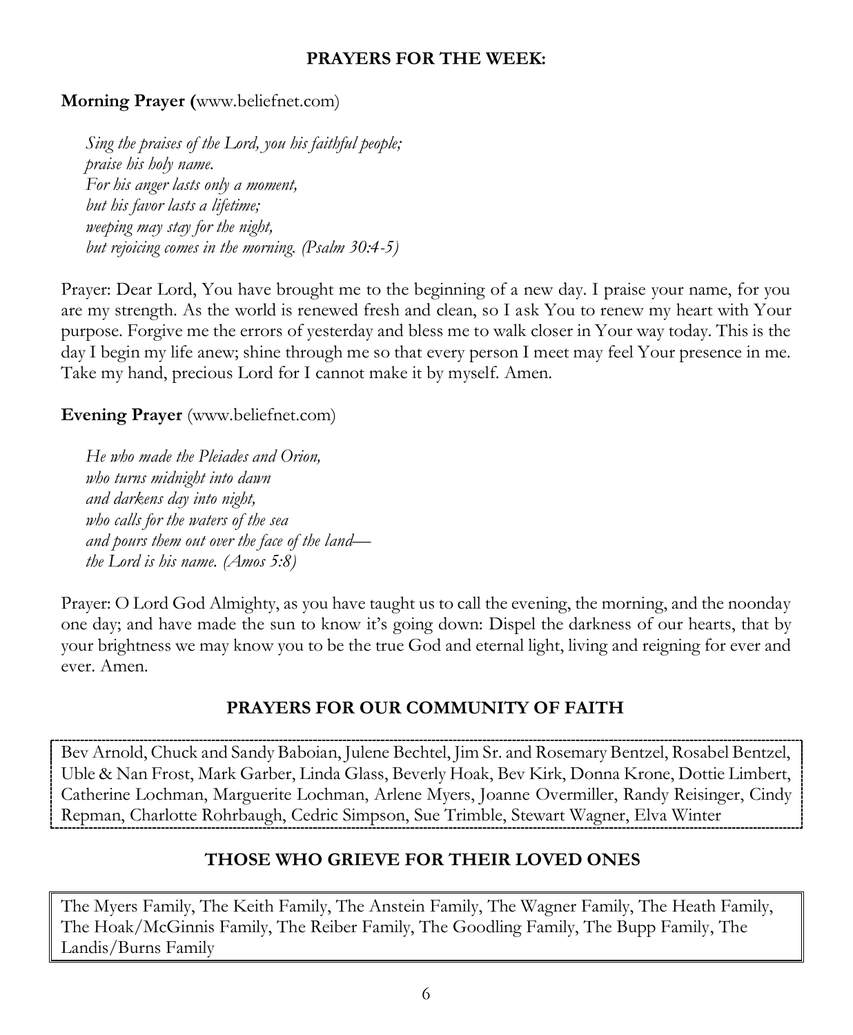## PRAYERS FOR THE WEEK:

**Morning Prayer (**www.beliefnet.com)

> *Sing the praises of the Lord, you his faithful people;*
> *praise his holy name.*
> *For his anger lasts only a moment,*
> *but his favor lasts a lifetime;*
> *weeping may stay for the night,*
> *but rejoicing comes in the morning. (Psalm 30:4-5)*

Prayer: Dear Lord, You have brought me to the beginning of a new day. I praise your name, for you are my strength. As the world is renewed fresh and clean, so I ask You to renew my heart with Your purpose. Forgive me the errors of yesterday and bless me to walk closer in Your way today. This is the day I begin my life anew; shine through me so that every person I meet may feel Your presence in me. Take my hand, precious Lord for I cannot make it by myself. Amen.

**Evening Prayer** (www.beliefnet.com)

> *He who made the Pleiades and Orion,*
> *who turns midnight into dawn*
> *and darkens day into night,*
> *who calls for the waters of the sea*
> *and pours them out over the face of the land—*
> *the Lord is his name. (Amos 5:8)*

Prayer: O Lord God Almighty, as you have taught us to call the evening, the morning, and the noonday one day; and have made the sun to know it's going down: Dispel the darkness of our hearts, that by your brightness we may know you to be the true God and eternal light, living and reigning for ever and ever. Amen.

## PRAYERS FOR OUR COMMUNITY OF FAITH

Bev Arnold, Chuck and Sandy Baboian, Julene Bechtel, Jim Sr. and Rosemary Bentzel, Rosabel Bentzel, Uble & Nan Frost, Mark Garber, Linda Glass, Beverly Hoak, Bev Kirk, Donna Krone, Dottie Limbert, Catherine Lochman, Marguerite Lochman, Arlene Myers, Joanne Overmiller, Randy Reisinger, Cindy Repman, Charlotte Rohrbaugh, Cedric Simpson, Sue Trimble, Stewart Wagner, Elva Winter

## THOSE WHO GRIEVE FOR THEIR LOVED ONES

The Myers Family, The Keith Family, The Anstein Family, The Wagner Family, The Heath Family, The Hoak/McGinnis Family, The Reiber Family, The Goodling Family, The Bupp Family, The Landis/Burns Family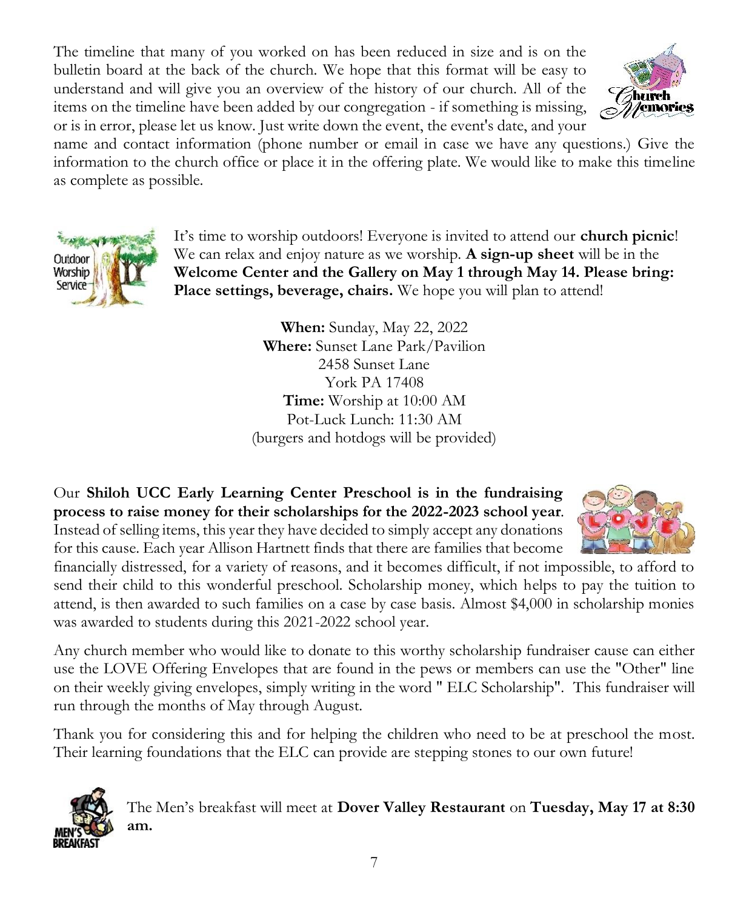The timeline that many of you worked on has been reduced in size and is on the bulletin board at the back of the church. We hope that this format will be easy to understand and will give you an overview of the history of our church. All of the items on the timeline have been added by our congregation - if something is missing, or is in error, please let us know. Just write down the event, the event's date, and your name and contact information (phone number or email in case we have any questions.) Give the information to the church office or place it in the offering plate. We would like to make this timeline as complete as possible.

It's time to worship outdoors! Everyone is invited to attend our **church picnic**! We can relax and enjoy nature as we worship. **A sign-up sheet** will be in the **Welcome Center and the Gallery on May 1 through May 14. Please bring: Place settings, beverage, chairs.** We hope you will plan to attend!

**When:** Sunday, May 22, 2022
**Where:** Sunset Lane Park/Pavilion
2458 Sunset Lane
York PA 17408
**Time:** Worship at 10:00 AM
Pot-Luck Lunch: 11:30 AM
(burgers and hotdogs will be provided)

Our **Shiloh UCC Early Learning Center Preschool is in the fundraising process to raise money for their scholarships for the 2022-2023 school year**. Instead of selling items, this year they have decided to simply accept any donations for this cause. Each year Allison Hartnett finds that there are families that become financially distressed, for a variety of reasons, and it becomes difficult, if not impossible, to afford to send their child to this wonderful preschool. Scholarship money, which helps to pay the tuition to attend, is then awarded to such families on a case by case basis. Almost $4,000 in scholarship monies was awarded to students during this 2021-2022 school year.

Any church member who would like to donate to this worthy scholarship fundraiser cause can either use the LOVE Offering Envelopes that are found in the pews or members can use the "Other" line on their weekly giving envelopes, simply writing in the word " ELC Scholarship". This fundraiser will run through the months of May through August.

Thank you for considering this and for helping the children who need to be at preschool the most. Their learning foundations that the ELC can provide are stepping stones to our own future!

The Men's breakfast will meet at **Dover Valley Restaurant** on **Tuesday, May 17 at 8:30 am.**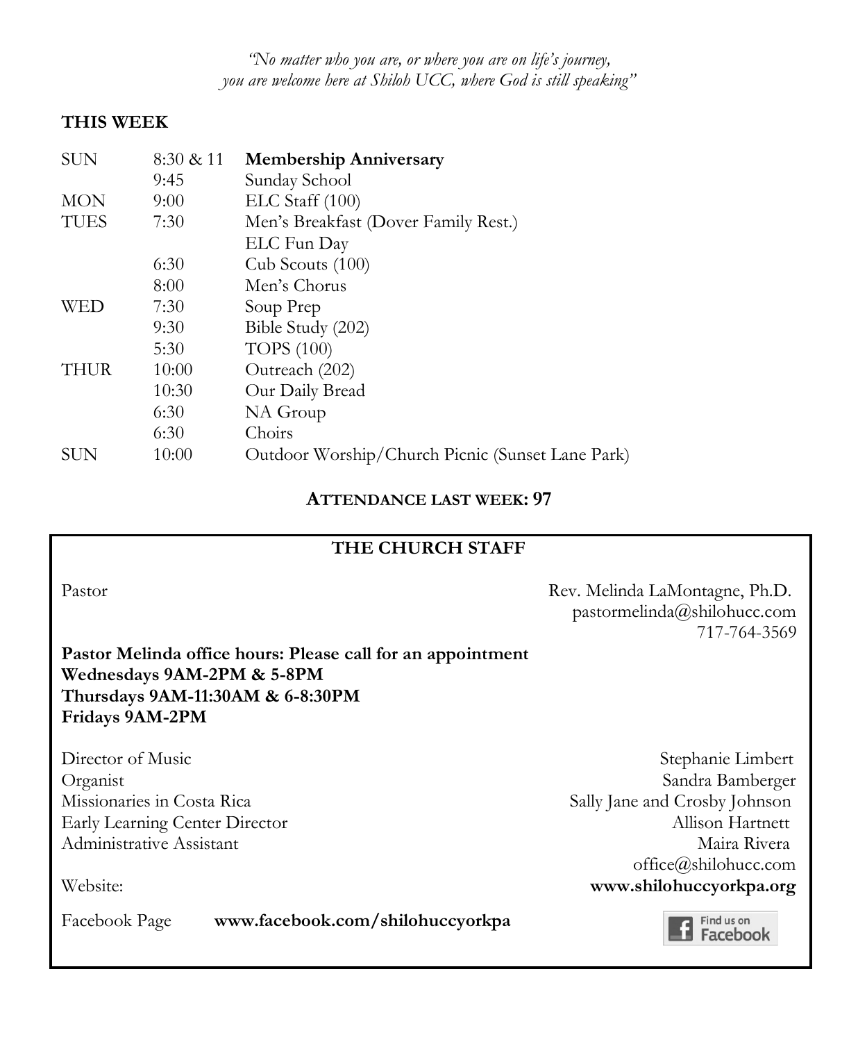*"No matter who you are, or where you are on life's journey, you are welcome here at Shiloh UCC, where God is still speaking"*

**THIS WEEK**

| | | |
|---|---|---|
| SUN | 8:30 & 11 | **Membership Anniversary** |
| | 9:45 | Sunday School |
| MON | 9:00 | ELC Staff (100) |
| TUES | 7:30 | Men's Breakfast (Dover Family Rest.) |
| | | ELC Fun Day |
| | 6:30 | Cub Scouts (100) |
| | 8:00 | Men's Chorus |
| WED | 7:30 | Soup Prep |
| | 9:30 | Bible Study (202) |
| | 5:30 | TOPS (100) |
| THUR | 10:00 | Outreach (202) |
| | 10:30 | Our Daily Bread |
| | 6:30 | NA Group |
| | 6:30 | Choirs |
| SUN | 10:00 | Outdoor Worship/Church Picnic (Sunset Lane Park) |

**ATTENDANCE LAST WEEK: 97**

**THE CHURCH STAFF**

Pastor — Rev. Melinda LaMontagne, Ph.D.
pastormelinda@shilohucc.com
717-764-3569

**Pastor Melinda office hours: Please call for an appointment**
**Wednesdays 9AM-2PM & 5-8PM**
**Thursdays 9AM-11:30AM & 6-8:30PM**
**Fridays 9AM-2PM**

Director of Music — Stephanie Limbert
Organist — Sandra Bamberger
Missionaries in Costa Rica — Sally Jane and Crosby Johnson
Early Learning Center Director — Allison Hartnett
Administrative Assistant — Maira Rivera
office@shilohucc.com

Website: **www.shilohuccyorkpa.org**

Facebook Page **www.facebook.com/shilohuccyorkpa**

Find us on Facebook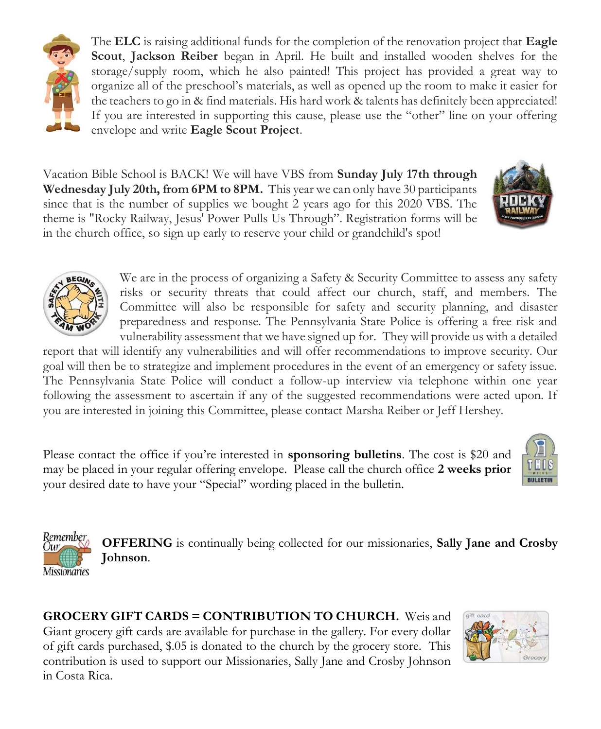The **ELC** is raising additional funds for the completion of the renovation project that **Eagle Scout**, **Jackson Reiber** began in April. He built and installed wooden shelves for the storage/supply room, which he also painted! This project has provided a great way to organize all of the preschool's materials, as well as opened up the room to make it easier for the teachers to go in & find materials. His hard work & talents has definitely been appreciated! If you are interested in supporting this cause, please use the "other" line on your offering envelope and write **Eagle Scout Project**.

Vacation Bible School is BACK! We will have VBS from **Sunday July 17th through Wednesday July 20th, from 6PM to 8PM.** This year we can only have 30 participants since that is the number of supplies we bought 2 years ago for this 2020 VBS. The theme is "Rocky Railway, Jesus' Power Pulls Us Through". Registration forms will be in the church office, so sign up early to reserve your child or grandchild's spot!

We are in the process of organizing a Safety & Security Committee to assess any safety risks or security threats that could affect our church, staff, and members. The Committee will also be responsible for safety and security planning, and disaster preparedness and response. The Pennsylvania State Police is offering a free risk and vulnerability assessment that we have signed up for. They will provide us with a detailed report that will identify any vulnerabilities and will offer recommendations to improve security. Our goal will then be to strategize and implement procedures in the event of an emergency or safety issue. The Pennsylvania State Police will conduct a follow-up interview via telephone within one year following the assessment to ascertain if any of the suggested recommendations were acted upon. If you are interested in joining this Committee, please contact Marsha Reiber or Jeff Hershey.

Please contact the office if you're interested in **sponsoring bulletins**. The cost is $20 and may be placed in your regular offering envelope. Please call the church office **2 weeks prior** your desired date to have your "Special" wording placed in the bulletin.

**OFFERING** is continually being collected for our missionaries, **Sally Jane and Crosby Johnson**.

**GROCERY GIFT CARDS = CONTRIBUTION TO CHURCH.** Weis and Giant grocery gift cards are available for purchase in the gallery. For every dollar of gift cards purchased, $.05 is donated to the church by the grocery store. This contribution is used to support our Missionaries, Sally Jane and Crosby Johnson in Costa Rica.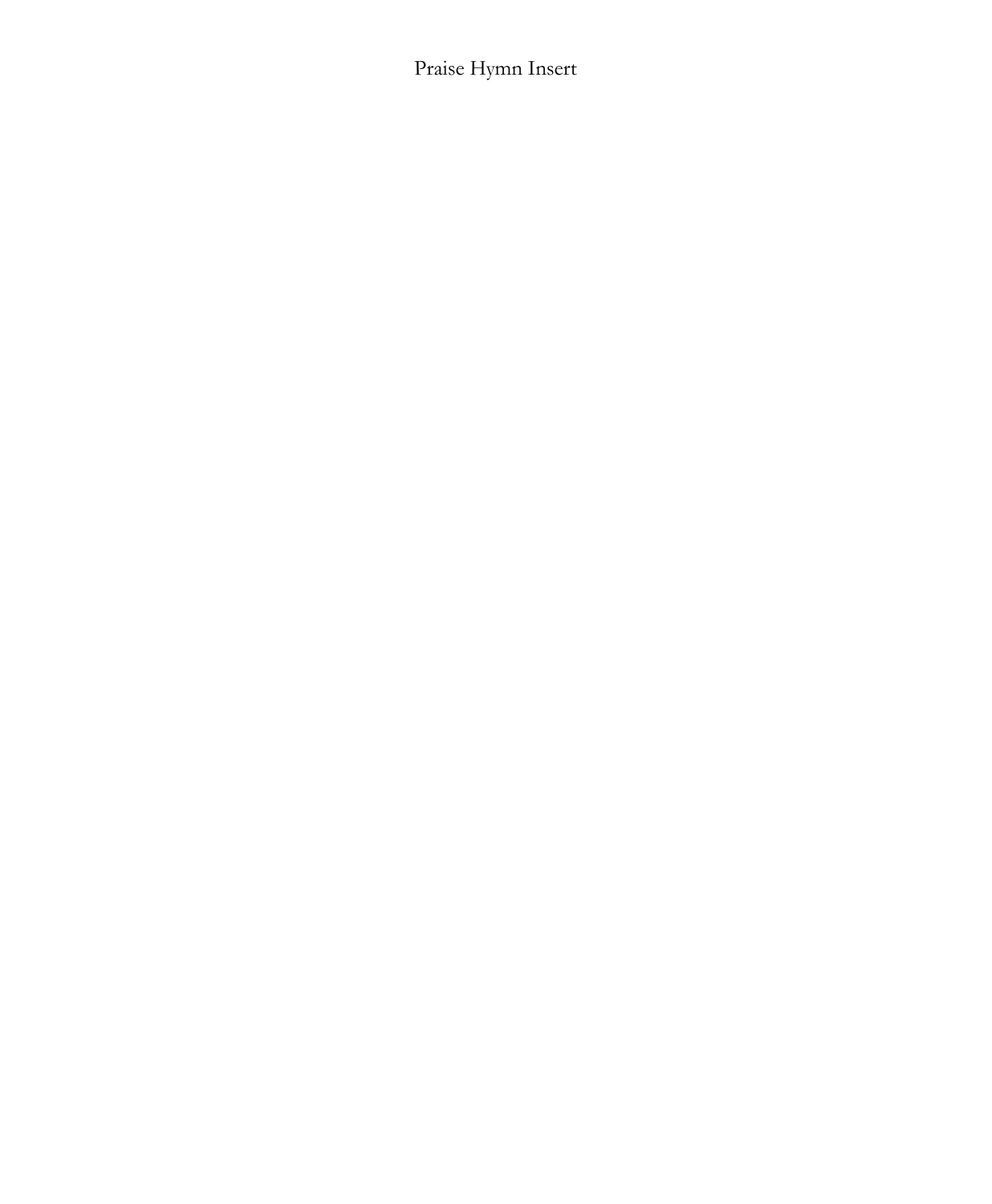Praise Hymn Insert